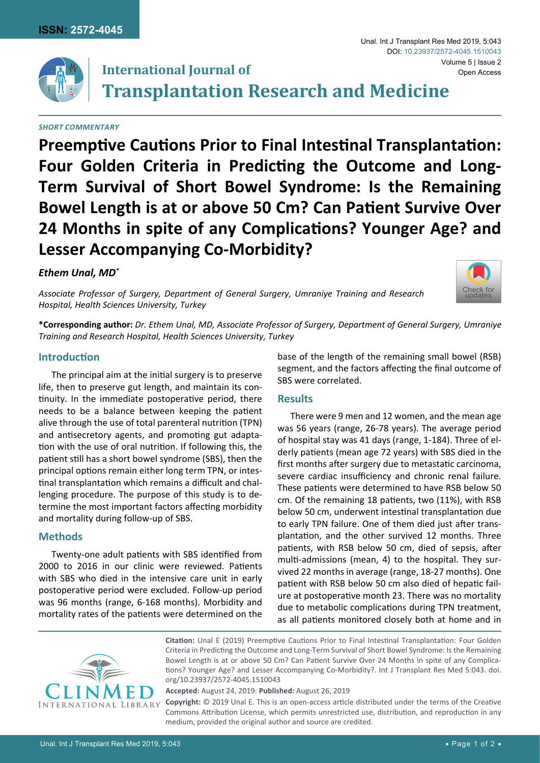*SHORT COMMENTARY*

# Preemptive Cautions Prior to Final Intestinal Transplantation: Four Golden Criteria in Predicting the Outcome and Long-Term Survival of Short Bowel Syndrome: Is the Remaining Bowel Length is at or above 50 Cm? Can Patient Survive Over 24 Months in spite of any Complications? Younger Age? and Lesser Accompanying Co-Morbidity?

***Ethem Unal, MD****

*Associate Professor of Surgery, Department of General Surgery, Umraniye Training and Research Hospital, Health Sciences University, Turkey*

**\*Corresponding author:** *Dr. Ethem Unal, MD, Associate Professor of Surgery, Department of General Surgery, Umraniye Training and Research Hospital, Health Sciences University, Turkey*

## Introduction

The principal aim at the initial surgery is to preserve life, then to preserve gut length, and maintain its continuity. In the immediate postoperative period, there needs to be a balance between keeping the patient alive through the use of total parenteral nutrition (TPN) and antisecretory agents, and promoting gut adaptation with the use of oral nutrition. If following this, the patient still has a short bowel syndrome (SBS), then the principal options remain either long term TPN, or intestinal transplantation which remains a difficult and challenging procedure. The purpose of this study is to determine the most important factors affecting morbidity and mortality during follow-up of SBS.

## Methods

Twenty-one adult patients with SBS identified from 2000 to 2016 in our clinic were reviewed. Patients with SBS who died in the intensive care unit in early postoperative period were excluded. Follow-up period was 96 months (range, 6-168 months). Morbidity and mortality rates of the patients were determined on the base of the length of the remaining small bowel (RSB) segment, and the factors affecting the final outcome of SBS were correlated.

## Results

There were 9 men and 12 women, and the mean age was 56 years (range, 26-78 years). The average period of hospital stay was 41 days (range, 1-184). Three of elderly patients (mean age 72 years) with SBS died in the first months after surgery due to metastatic carcinoma, severe cardiac insufficiency and chronic renal failure. These patients were determined to have RSB below 50 cm. Of the remaining 18 patients, two (11%), with RSB below 50 cm, underwent intestinal transplantation due to early TPN failure. One of them died just after transplantation, and the other survived 12 months. Three patients, with RSB below 50 cm, died of sepsis, after multi-admissions (mean, 4) to the hospital. They survived 22 months in average (range, 18-27 months). One patient with RSB below 50 cm also died of hepatic failure at postoperative month 23. There was no mortality due to metabolic complications during TPN treatment, as all patients monitored closely both at home and in

**Citation:** Unal E (2019) Preemptive Cautions Prior to Final Intestinal Transplantation: Four Golden Criteria in Predicting the Outcome and Long-Term Survival of Short Bowel Syndrome: Is the Remaining Bowel Length is at or above 50 Cm? Can Patient Survive Over 24 Months in spite of any Complications? Younger Age? and Lesser Accompanying Co-Morbidity?. Int J Transplant Res Med 5:043. doi.org/10.23937/2572-4045.1510043

**Accepted:** August 24, 2019: **Published:** August 26, 2019

**Copyright:** © 2019 Unal E. This is an open-access article distributed under the terms of the Creative Commons Attribution License, which permits unrestricted use, distribution, and reproduction in any medium, provided the original author and source are credited.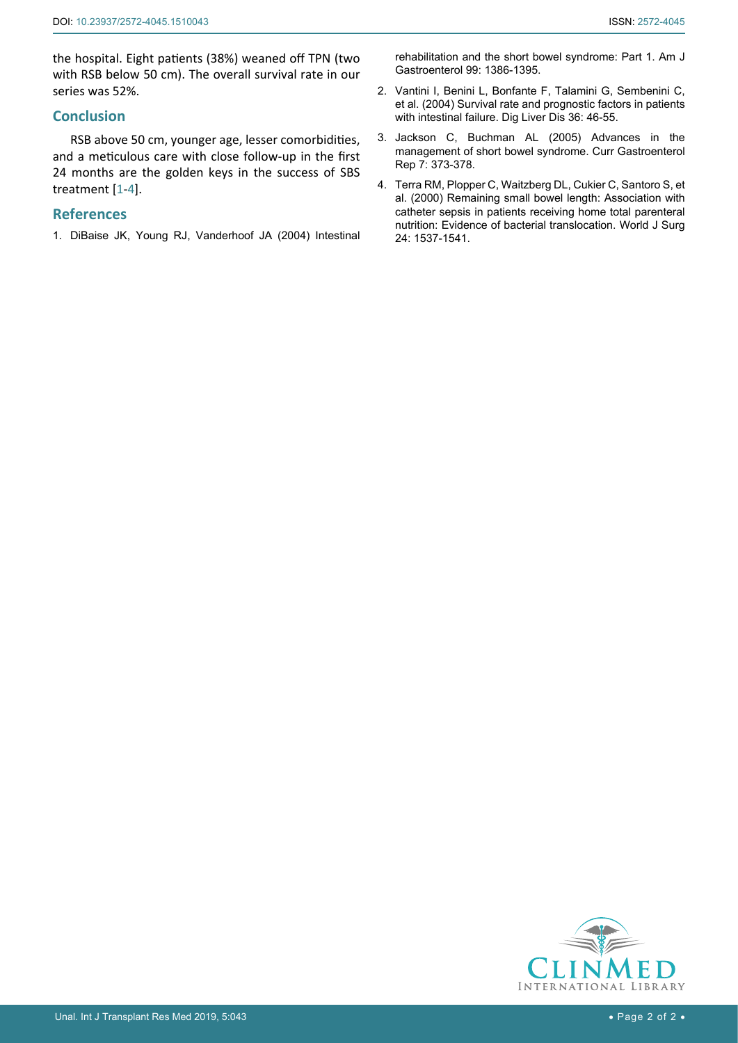the hospital. Eight patients (38%) weaned off TPN (two with RSB below 50 cm). The overall survival rate in our series was 52%.

## Conclusion

RSB above 50 cm, younger age, lesser comorbidities, and a meticulous care with close follow-up in the first 24 months are the golden keys in the success of SBS treatment [1-4].

## References

1. DiBaise JK, Young RJ, Vanderhoof JA (2004) Intestinal rehabilitation and the short bowel syndrome: Part 1. Am J Gastroenterol 99: 1386-1395.
2. Vantini I, Benini L, Bonfante F, Talamini G, Sembenini C, et al. (2004) Survival rate and prognostic factors in patients with intestinal failure. Dig Liver Dis 36: 46-55.
3. Jackson C, Buchman AL (2005) Advances in the management of short bowel syndrome. Curr Gastroenterol Rep 7: 373-378.
4. Terra RM, Plopper C, Waitzberg DL, Cukier C, Santoro S, et al. (2000) Remaining small bowel length: Association with catheter sepsis in patients receiving home total parenteral nutrition: Evidence of bacterial translocation. World J Surg 24: 1537-1541.